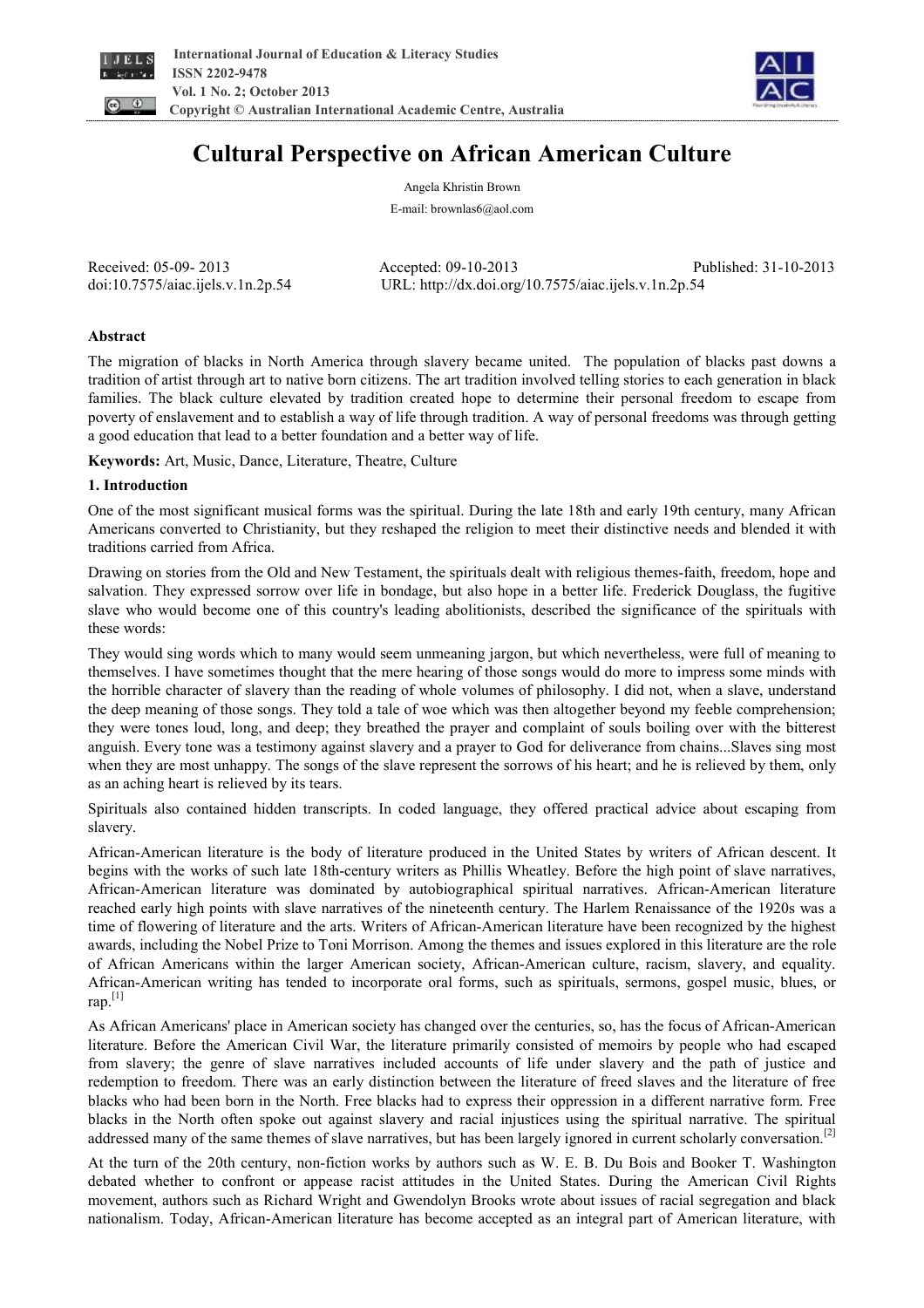# Cultural Perspective on African American Culture

Angela Khristin Brown

E-mail: brownlas6@aol.com

Received: 05-09- 2013 Accepted: 09-10-2013 Published: 31-10-2013

doi:10.7575/aiac.ijels.v.1n.2p.54 URL: http://dx.doi.org/10.7575/aiac.ijels.v.1n.2p.54

## Abstract

The migration of blacks in North America through slavery became united. The population of blacks past downs a tradition of artist through art to native born citizens. The art tradition involved telling stories to each generation in black families. The black culture elevated by tradition created hope to determine their personal freedom to escape from poverty of enslavement and to establish a way of life through tradition. A way of personal freedoms was through getting a good education that lead to a better foundation and a better way of life.

**Keywords:** Art, Music, Dance, Literature, Theatre, Culture

## 1. Introduction

One of the most significant musical forms was the spiritual. During the late 18th and early 19th century, many African Americans converted to Christianity, but they reshaped the religion to meet their distinctive needs and blended it with traditions carried from Africa.

Drawing on stories from the Old and New Testament, the spirituals dealt with religious themes-faith, freedom, hope and salvation. They expressed sorrow over life in bondage, but also hope in a better life. Frederick Douglass, the fugitive slave who would become one of this country's leading abolitionists, described the significance of the spirituals with these words:

They would sing words which to many would seem unmeaning jargon, but which nevertheless, were full of meaning to themselves. I have sometimes thought that the mere hearing of those songs would do more to impress some minds with the horrible character of slavery than the reading of whole volumes of philosophy. I did not, when a slave, understand the deep meaning of those songs. They told a tale of woe which was then altogether beyond my feeble comprehension; they were tones loud, long, and deep; they breathed the prayer and complaint of souls boiling over with the bitterest anguish. Every tone was a testimony against slavery and a prayer to God for deliverance from chains...Slaves sing most when they are most unhappy. The songs of the slave represent the sorrows of his heart; and he is relieved by them, only as an aching heart is relieved by its tears.

Spirituals also contained hidden transcripts. In coded language, they offered practical advice about escaping from slavery.

African-American literature is the body of literature produced in the United States by writers of African descent. It begins with the works of such late 18th-century writers as Phillis Wheatley. Before the high point of slave narratives, African-American literature was dominated by autobiographical spiritual narratives. African-American literature reached early high points with slave narratives of the nineteenth century. The Harlem Renaissance of the 1920s was a time of flowering of literature and the arts. Writers of African-American literature have been recognized by the highest awards, including the Nobel Prize to Toni Morrison. Among the themes and issues explored in this literature are the role of African Americans within the larger American society, African-American culture, racism, slavery, and equality. African-American writing has tended to incorporate oral forms, such as spirituals, sermons, gospel music, blues, or rap.[1]

As African Americans' place in American society has changed over the centuries, so, has the focus of African-American literature. Before the American Civil War, the literature primarily consisted of memoirs by people who had escaped from slavery; the genre of slave narratives included accounts of life under slavery and the path of justice and redemption to freedom. There was an early distinction between the literature of freed slaves and the literature of free blacks who had been born in the North. Free blacks had to express their oppression in a different narrative form. Free blacks in the North often spoke out against slavery and racial injustices using the spiritual narrative. The spiritual addressed many of the same themes of slave narratives, but has been largely ignored in current scholarly conversation.[2]

At the turn of the 20th century, non-fiction works by authors such as W. E. B. Du Bois and Booker T. Washington debated whether to confront or appease racist attitudes in the United States. During the American Civil Rights movement, authors such as Richard Wright and Gwendolyn Brooks wrote about issues of racial segregation and black nationalism. Today, African-American literature has become accepted as an integral part of American literature, with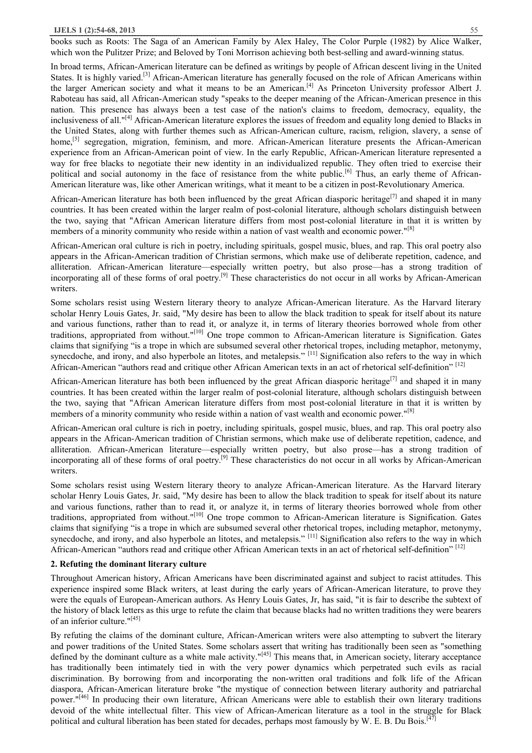books such as Roots: The Saga of an American Family by Alex Haley, The Color Purple (1982) by Alice Walker, which won the Pulitzer Prize; and Beloved by Toni Morrison achieving both best-selling and award-winning status.

In broad terms, African-American literature can be defined as writings by people of African descent living in the United States. It is highly varied.[3] African-American literature has generally focused on the role of African Americans within the larger American society and what it means to be an American.[4] As Princeton University professor Albert J. Raboteau has said, all African-American study "speaks to the deeper meaning of the African-American presence in this nation. This presence has always been a test case of the nation's claims to freedom, democracy, equality, the inclusiveness of all."[4] African-American literature explores the issues of freedom and equality long denied to Blacks in the United States, along with further themes such as African-American culture, racism, religion, slavery, a sense of home,[5] segregation, migration, feminism, and more. African-American literature presents the African-American experience from an African-American point of view. In the early Republic, African-American literature represented a way for free blacks to negotiate their new identity in an individualized republic. They often tried to exercise their political and social autonomy in the face of resistance from the white public.[6] Thus, an early theme of African-American literature was, like other American writings, what it meant to be a citizen in post-Revolutionary America.

African-American literature has both been influenced by the great African diasporic heritage[7] and shaped it in many countries. It has been created within the larger realm of post-colonial literature, although scholars distinguish between the two, saying that "African American literature differs from most post-colonial literature in that it is written by members of a minority community who reside within a nation of vast wealth and economic power."[8]

African-American oral culture is rich in poetry, including spirituals, gospel music, blues, and rap. This oral poetry also appears in the African-American tradition of Christian sermons, which make use of deliberate repetition, cadence, and alliteration. African-American literature—especially written poetry, but also prose—has a strong tradition of incorporating all of these forms of oral poetry.[9] These characteristics do not occur in all works by African-American writers.

Some scholars resist using Western literary theory to analyze African-American literature. As the Harvard literary scholar Henry Louis Gates, Jr. said, "My desire has been to allow the black tradition to speak for itself about its nature and various functions, rather than to read it, or analyze it, in terms of literary theories borrowed whole from other traditions, appropriated from without."[10] One trope common to African-American literature is Signification. Gates claims that signifying "is a trope in which are subsumed several other rhetorical tropes, including metaphor, metonymy, synecdoche, and irony, and also hyperbole an litotes, and metalepsis." [11] Signification also refers to the way in which African-American "authors read and critique other African American texts in an act of rhetorical self-definition" [12]

African-American literature has both been influenced by the great African diasporic heritage[7] and shaped it in many countries. It has been created within the larger realm of post-colonial literature, although scholars distinguish between the two, saying that "African American literature differs from most post-colonial literature in that it is written by members of a minority community who reside within a nation of vast wealth and economic power."[8]

African-American oral culture is rich in poetry, including spirituals, gospel music, blues, and rap. This oral poetry also appears in the African-American tradition of Christian sermons, which make use of deliberate repetition, cadence, and alliteration. African-American literature—especially written poetry, but also prose—has a strong tradition of incorporating all of these forms of oral poetry.[9] These characteristics do not occur in all works by African-American writers.

Some scholars resist using Western literary theory to analyze African-American literature. As the Harvard literary scholar Henry Louis Gates, Jr. said, "My desire has been to allow the black tradition to speak for itself about its nature and various functions, rather than to read it, or analyze it, in terms of literary theories borrowed whole from other traditions, appropriated from without."[10] One trope common to African-American literature is Signification. Gates claims that signifying "is a trope in which are subsumed several other rhetorical tropes, including metaphor, metonymy, synecdoche, and irony, and also hyperbole an litotes, and metalepsis." [11] Signification also refers to the way in which African-American "authors read and critique other African American texts in an act of rhetorical self-definition" [12]

## 2. Refuting the dominant literary culture

Throughout American history, African Americans have been discriminated against and subject to racist attitudes. This experience inspired some Black writers, at least during the early years of African-American literature, to prove they were the equals of European-American authors. As Henry Louis Gates, Jr, has said, "it is fair to describe the subtext of the history of black letters as this urge to refute the claim that because blacks had no written traditions they were bearers of an inferior culture."[45]

By refuting the claims of the dominant culture, African-American writers were also attempting to subvert the literary and power traditions of the United States. Some scholars assert that writing has traditionally been seen as "something defined by the dominant culture as a white male activity."[45] This means that, in American society, literary acceptance has traditionally been intimately tied in with the very power dynamics which perpetrated such evils as racial discrimination. By borrowing from and incorporating the non-written oral traditions and folk life of the African diaspora, African-American literature broke "the mystique of connection between literary authority and patriarchal power."[46] In producing their own literature, African Americans were able to establish their own literary traditions devoid of the white intellectual filter. This view of African-American literature as a tool in the struggle for Black political and cultural liberation has been stated for decades, perhaps most famously by W. E. B. Du Bois.[47]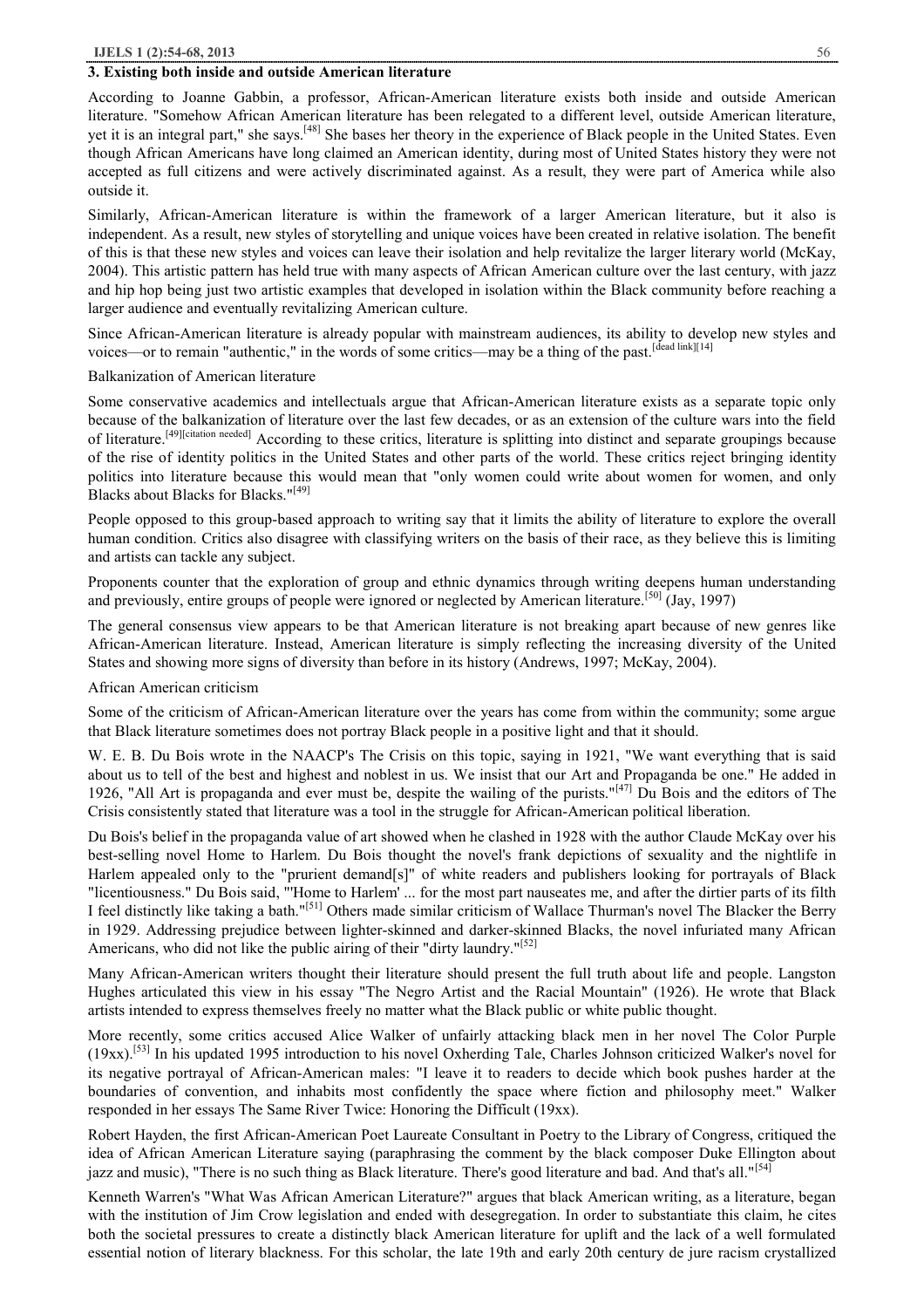### 3. Existing both inside and outside American literature

According to Joanne Gabbin, a professor, African-American literature exists both inside and outside American literature. "Somehow African American literature has been relegated to a different level, outside American literature, yet it is an integral part," she says.[48] She bases her theory in the experience of Black people in the United States. Even though African Americans have long claimed an American identity, during most of United States history they were not accepted as full citizens and were actively discriminated against. As a result, they were part of America while also outside it.

Similarly, African-American literature is within the framework of a larger American literature, but it also is independent. As a result, new styles of storytelling and unique voices have been created in relative isolation. The benefit of this is that these new styles and voices can leave their isolation and help revitalize the larger literary world (McKay, 2004). This artistic pattern has held true with many aspects of African American culture over the last century, with jazz and hip hop being just two artistic examples that developed in isolation within the Black community before reaching a larger audience and eventually revitalizing American culture.

Since African-American literature is already popular with mainstream audiences, its ability to develop new styles and voices—or to remain "authentic," in the words of some critics—may be a thing of the past.[dead link][14]

Balkanization of American literature

Some conservative academics and intellectuals argue that African-American literature exists as a separate topic only because of the balkanization of literature over the last few decades, or as an extension of the culture wars into the field of literature.[49][citation needed] According to these critics, literature is splitting into distinct and separate groupings because of the rise of identity politics in the United States and other parts of the world. These critics reject bringing identity politics into literature because this would mean that "only women could write about women for women, and only Blacks about Blacks for Blacks."[49]

People opposed to this group-based approach to writing say that it limits the ability of literature to explore the overall human condition. Critics also disagree with classifying writers on the basis of their race, as they believe this is limiting and artists can tackle any subject.

Proponents counter that the exploration of group and ethnic dynamics through writing deepens human understanding and previously, entire groups of people were ignored or neglected by American literature.[50] (Jay, 1997)

The general consensus view appears to be that American literature is not breaking apart because of new genres like African-American literature. Instead, American literature is simply reflecting the increasing diversity of the United States and showing more signs of diversity than before in its history (Andrews, 1997; McKay, 2004).

African American criticism

Some of the criticism of African-American literature over the years has come from within the community; some argue that Black literature sometimes does not portray Black people in a positive light and that it should.

W. E. B. Du Bois wrote in the NAACP's The Crisis on this topic, saying in 1921, "We want everything that is said about us to tell of the best and highest and noblest in us. We insist that our Art and Propaganda be one." He added in 1926, "All Art is propaganda and ever must be, despite the wailing of the purists."[47] Du Bois and the editors of The Crisis consistently stated that literature was a tool in the struggle for African-American political liberation.

Du Bois's belief in the propaganda value of art showed when he clashed in 1928 with the author Claude McKay over his best-selling novel Home to Harlem. Du Bois thought the novel's frank depictions of sexuality and the nightlife in Harlem appealed only to the "prurient demand[s]" of white readers and publishers looking for portrayals of Black "licentiousness." Du Bois said, "'Home to Harlem' ... for the most part nauseates me, and after the dirtier parts of its filth I feel distinctly like taking a bath."[51] Others made similar criticism of Wallace Thurman's novel The Blacker the Berry in 1929. Addressing prejudice between lighter-skinned and darker-skinned Blacks, the novel infuriated many African Americans, who did not like the public airing of their "dirty laundry."[52]

Many African-American writers thought their literature should present the full truth about life and people. Langston Hughes articulated this view in his essay "The Negro Artist and the Racial Mountain" (1926). He wrote that Black artists intended to express themselves freely no matter what the Black public or white public thought.

More recently, some critics accused Alice Walker of unfairly attacking black men in her novel The Color Purple (19xx).[53] In his updated 1995 introduction to his novel Oxherding Tale, Charles Johnson criticized Walker's novel for its negative portrayal of African-American males: "I leave it to readers to decide which book pushes harder at the boundaries of convention, and inhabits most confidently the space where fiction and philosophy meet." Walker responded in her essays The Same River Twice: Honoring the Difficult (19xx).

Robert Hayden, the first African-American Poet Laureate Consultant in Poetry to the Library of Congress, critiqued the idea of African American Literature saying (paraphrasing the comment by the black composer Duke Ellington about jazz and music), "There is no such thing as Black literature. There's good literature and bad. And that's all."[54]

Kenneth Warren's "What Was African American Literature?" argues that black American writing, as a literature, began with the institution of Jim Crow legislation and ended with desegregation. In order to substantiate this claim, he cites both the societal pressures to create a distinctly black American literature for uplift and the lack of a well formulated essential notion of literary blackness. For this scholar, the late 19th and early 20th century de jure racism crystallized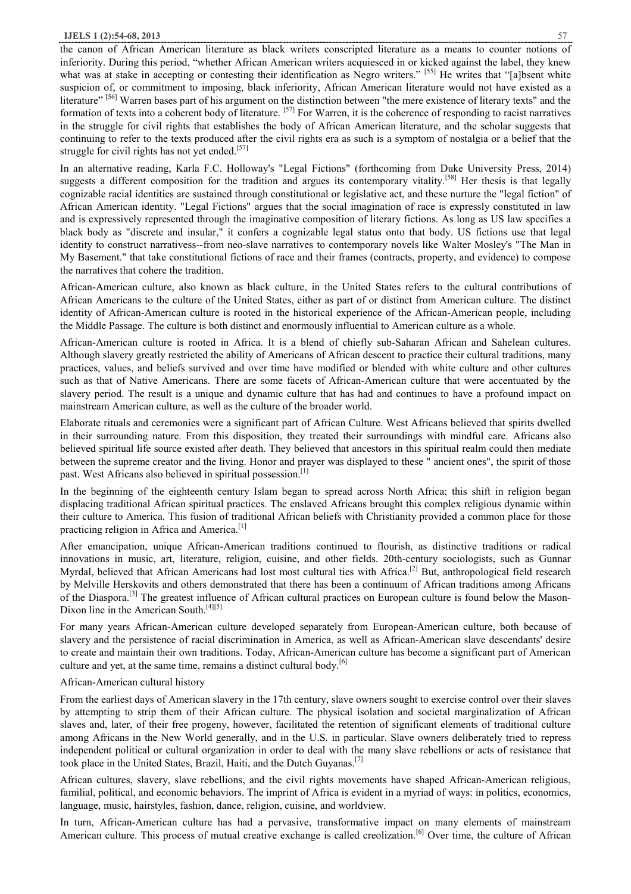the canon of African American literature as black writers conscripted literature as a means to counter notions of inferiority. During this period, "whether African American writers acquiesced in or kicked against the label, they knew what was at stake in accepting or contesting their identification as Negro writers." [55] He writes that "[a]bsent white suspicion of, or commitment to imposing, black inferiority, African American literature would not have existed as a literature" [56] Warren bases part of his argument on the distinction between "the mere existence of literary texts" and the formation of texts into a coherent body of literature. [57] For Warren, it is the coherence of responding to racist narratives in the struggle for civil rights that establishes the body of African American literature, and the scholar suggests that continuing to refer to the texts produced after the civil rights era as such is a symptom of nostalgia or a belief that the struggle for civil rights has not yet ended.[57]

In an alternative reading, Karla F.C. Holloway's "Legal Fictions" (forthcoming from Duke University Press, 2014) suggests a different composition for the tradition and argues its contemporary vitality.[58] Her thesis is that legally cognizable racial identities are sustained through constitutional or legislative act, and these nurture the "legal fiction" of African American identity. "Legal Fictions" argues that the social imagination of race is expressly constituted in law and is expressively represented through the imaginative composition of literary fictions. As long as US law specifies a black body as "discrete and insular," it confers a cognizable legal status onto that body. US fictions use that legal identity to construct narrativess--from neo-slave narratives to contemporary novels like Walter Mosley's "The Man in My Basement." that take constitutional fictions of race and their frames (contracts, property, and evidence) to compose the narratives that cohere the tradition.

African-American culture, also known as black culture, in the United States refers to the cultural contributions of African Americans to the culture of the United States, either as part of or distinct from American culture. The distinct identity of African-American culture is rooted in the historical experience of the African-American people, including the Middle Passage. The culture is both distinct and enormously influential to American culture as a whole.

African-American culture is rooted in Africa. It is a blend of chiefly sub-Saharan African and Sahelean cultures. Although slavery greatly restricted the ability of Americans of African descent to practice their cultural traditions, many practices, values, and beliefs survived and over time have modified or blended with white culture and other cultures such as that of Native Americans. There are some facets of African-American culture that were accentuated by the slavery period. The result is a unique and dynamic culture that has had and continues to have a profound impact on mainstream American culture, as well as the culture of the broader world.

Elaborate rituals and ceremonies were a significant part of African Culture. West Africans believed that spirits dwelled in their surrounding nature. From this disposition, they treated their surroundings with mindful care. Africans also believed spiritual life source existed after death. They believed that ancestors in this spiritual realm could then mediate between the supreme creator and the living. Honor and prayer was displayed to these " ancient ones", the spirit of those past. West Africans also believed in spiritual possession.[1]

In the beginning of the eighteenth century Islam began to spread across North Africa; this shift in religion began displacing traditional African spiritual practices. The enslaved Africans brought this complex religious dynamic within their culture to America. This fusion of traditional African beliefs with Christianity provided a common place for those practicing religion in Africa and America.[1]

After emancipation, unique African-American traditions continued to flourish, as distinctive traditions or radical innovations in music, art, literature, religion, cuisine, and other fields. 20th-century sociologists, such as Gunnar Myrdal, believed that African Americans had lost most cultural ties with Africa.[2] But, anthropological field research by Melville Herskovits and others demonstrated that there has been a continuum of African traditions among Africans of the Diaspora.[3] The greatest influence of African cultural practices on European culture is found below the Mason-Dixon line in the American South.[4][5]

For many years African-American culture developed separately from European-American culture, both because of slavery and the persistence of racial discrimination in America, as well as African-American slave descendants' desire to create and maintain their own traditions. Today, African-American culture has become a significant part of American culture and yet, at the same time, remains a distinct cultural body.[6]

African-American cultural history

From the earliest days of American slavery in the 17th century, slave owners sought to exercise control over their slaves by attempting to strip them of their African culture. The physical isolation and societal marginalization of African slaves and, later, of their free progeny, however, facilitated the retention of significant elements of traditional culture among Africans in the New World generally, and in the U.S. in particular. Slave owners deliberately tried to repress independent political or cultural organization in order to deal with the many slave rebellions or acts of resistance that took place in the United States, Brazil, Haiti, and the Dutch Guyanas.[7]

African cultures, slavery, slave rebellions, and the civil rights movements have shaped African-American religious, familial, political, and economic behaviors. The imprint of Africa is evident in a myriad of ways: in politics, economics, language, music, hairstyles, fashion, dance, religion, cuisine, and worldview.

In turn, African-American culture has had a pervasive, transformative impact on many elements of mainstream American culture. This process of mutual creative exchange is called creolization.[6] Over time, the culture of African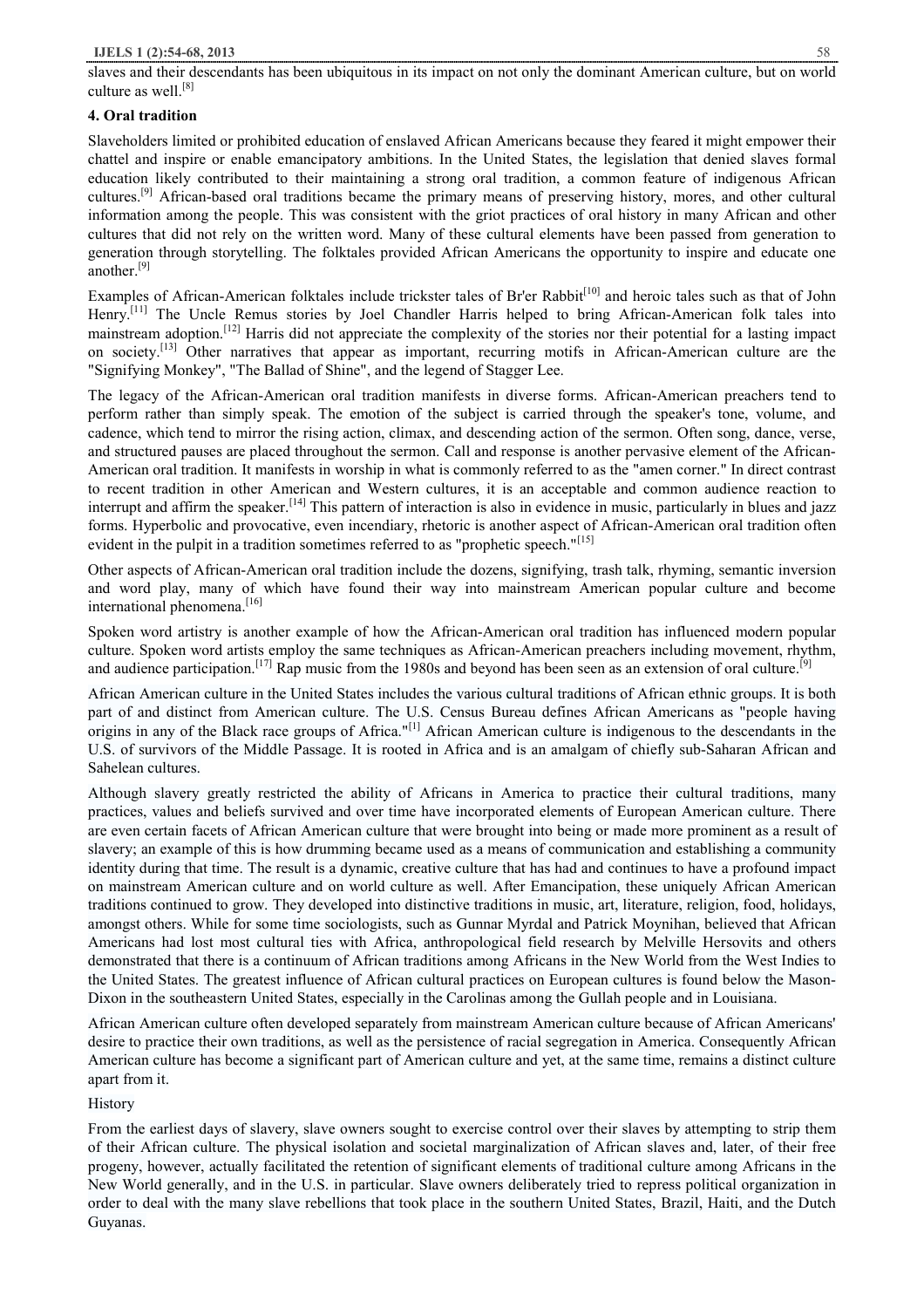slaves and their descendants has been ubiquitous in its impact on not only the dominant American culture, but on world culture as well.[8]

## 4. Oral tradition

Slaveholders limited or prohibited education of enslaved African Americans because they feared it might empower their chattel and inspire or enable emancipatory ambitions. In the United States, the legislation that denied slaves formal education likely contributed to their maintaining a strong oral tradition, a common feature of indigenous African cultures.[9] African-based oral traditions became the primary means of preserving history, mores, and other cultural information among the people. This was consistent with the griot practices of oral history in many African and other cultures that did not rely on the written word. Many of these cultural elements have been passed from generation to generation through storytelling. The folktales provided African Americans the opportunity to inspire and educate one another.[9]

Examples of African-American folktales include trickster tales of Br'er Rabbit[10] and heroic tales such as that of John Henry.[11] The Uncle Remus stories by Joel Chandler Harris helped to bring African-American folk tales into mainstream adoption.[12] Harris did not appreciate the complexity of the stories nor their potential for a lasting impact on society.[13] Other narratives that appear as important, recurring motifs in African-American culture are the "Signifying Monkey", "The Ballad of Shine", and the legend of Stagger Lee.

The legacy of the African-American oral tradition manifests in diverse forms. African-American preachers tend to perform rather than simply speak. The emotion of the subject is carried through the speaker's tone, volume, and cadence, which tend to mirror the rising action, climax, and descending action of the sermon. Often song, dance, verse, and structured pauses are placed throughout the sermon. Call and response is another pervasive element of the African-American oral tradition. It manifests in worship in what is commonly referred to as the "amen corner." In direct contrast to recent tradition in other American and Western cultures, it is an acceptable and common audience reaction to interrupt and affirm the speaker.[14] This pattern of interaction is also in evidence in music, particularly in blues and jazz forms. Hyperbolic and provocative, even incendiary, rhetoric is another aspect of African-American oral tradition often evident in the pulpit in a tradition sometimes referred to as "prophetic speech."[15]

Other aspects of African-American oral tradition include the dozens, signifying, trash talk, rhyming, semantic inversion and word play, many of which have found their way into mainstream American popular culture and become international phenomena.[16]

Spoken word artistry is another example of how the African-American oral tradition has influenced modern popular culture. Spoken word artists employ the same techniques as African-American preachers including movement, rhythm, and audience participation.[17] Rap music from the 1980s and beyond has been seen as an extension of oral culture.[9]

African American culture in the United States includes the various cultural traditions of African ethnic groups. It is both part of and distinct from American culture. The U.S. Census Bureau defines African Americans as "people having origins in any of the Black race groups of Africa."[1] African American culture is indigenous to the descendants in the U.S. of survivors of the Middle Passage. It is rooted in Africa and is an amalgam of chiefly sub-Saharan African and Sahelean cultures.

Although slavery greatly restricted the ability of Africans in America to practice their cultural traditions, many practices, values and beliefs survived and over time have incorporated elements of European American culture. There are even certain facets of African American culture that were brought into being or made more prominent as a result of slavery; an example of this is how drumming became used as a means of communication and establishing a community identity during that time. The result is a dynamic, creative culture that has had and continues to have a profound impact on mainstream American culture and on world culture as well. After Emancipation, these uniquely African American traditions continued to grow. They developed into distinctive traditions in music, art, literature, religion, food, holidays, amongst others. While for some time sociologists, such as Gunnar Myrdal and Patrick Moynihan, believed that African Americans had lost most cultural ties with Africa, anthropological field research by Melville Hersovits and others demonstrated that there is a continuum of African traditions among Africans in the New World from the West Indies to the United States. The greatest influence of African cultural practices on European cultures is found below the Mason-Dixon in the southeastern United States, especially in the Carolinas among the Gullah people and in Louisiana.

African American culture often developed separately from mainstream American culture because of African Americans' desire to practice their own traditions, as well as the persistence of racial segregation in America. Consequently African American culture has become a significant part of American culture and yet, at the same time, remains a distinct culture apart from it.

History

From the earliest days of slavery, slave owners sought to exercise control over their slaves by attempting to strip them of their African culture. The physical isolation and societal marginalization of African slaves and, later, of their free progeny, however, actually facilitated the retention of significant elements of traditional culture among Africans in the New World generally, and in the U.S. in particular. Slave owners deliberately tried to repress political organization in order to deal with the many slave rebellions that took place in the southern United States, Brazil, Haiti, and the Dutch Guyanas.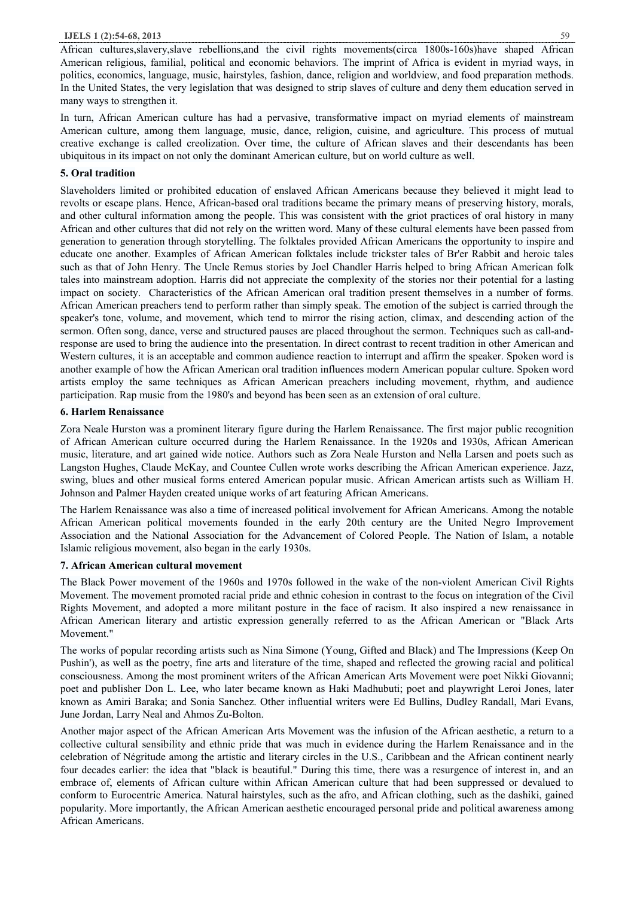African cultures,slavery,slave rebellions,and the civil rights movements(circa 1800s-160s)have shaped African American religious, familial, political and economic behaviors. The imprint of Africa is evident in myriad ways, in politics, economics, language, music, hairstyles, fashion, dance, religion and worldview, and food preparation methods. In the United States, the very legislation that was designed to strip slaves of culture and deny them education served in many ways to strengthen it.

In turn, African American culture has had a pervasive, transformative impact on myriad elements of mainstream American culture, among them language, music, dance, religion, cuisine, and agriculture. This process of mutual creative exchange is called creolization. Over time, the culture of African slaves and their descendants has been ubiquitous in its impact on not only the dominant American culture, but on world culture as well.

### 5. Oral tradition

Slaveholders limited or prohibited education of enslaved African Americans because they believed it might lead to revolts or escape plans. Hence, African-based oral traditions became the primary means of preserving history, morals, and other cultural information among the people. This was consistent with the griot practices of oral history in many African and other cultures that did not rely on the written word. Many of these cultural elements have been passed from generation to generation through storytelling. The folktales provided African Americans the opportunity to inspire and educate one another. Examples of African American folktales include trickster tales of Br'er Rabbit and heroic tales such as that of John Henry. The Uncle Remus stories by Joel Chandler Harris helped to bring African American folk tales into mainstream adoption. Harris did not appreciate the complexity of the stories nor their potential for a lasting impact on society. Characteristics of the African American oral tradition present themselves in a number of forms. African American preachers tend to perform rather than simply speak. The emotion of the subject is carried through the speaker's tone, volume, and movement, which tend to mirror the rising action, climax, and descending action of the sermon. Often song, dance, verse and structured pauses are placed throughout the sermon. Techniques such as call-and-response are used to bring the audience into the presentation. In direct contrast to recent tradition in other American and Western cultures, it is an acceptable and common audience reaction to interrupt and affirm the speaker. Spoken word is another example of how the African American oral tradition influences modern American popular culture. Spoken word artists employ the same techniques as African American preachers including movement, rhythm, and audience participation. Rap music from the 1980's and beyond has been seen as an extension of oral culture.

### 6. Harlem Renaissance

Zora Neale Hurston was a prominent literary figure during the Harlem Renaissance. The first major public recognition of African American culture occurred during the Harlem Renaissance. In the 1920s and 1930s, African American music, literature, and art gained wide notice. Authors such as Zora Neale Hurston and Nella Larsen and poets such as Langston Hughes, Claude McKay, and Countee Cullen wrote works describing the African American experience. Jazz, swing, blues and other musical forms entered American popular music. African American artists such as William H. Johnson and Palmer Hayden created unique works of art featuring African Americans.

The Harlem Renaissance was also a time of increased political involvement for African Americans. Among the notable African American political movements founded in the early 20th century are the United Negro Improvement Association and the National Association for the Advancement of Colored People. The Nation of Islam, a notable Islamic religious movement, also began in the early 1930s.

### 7. African American cultural movement

The Black Power movement of the 1960s and 1970s followed in the wake of the non-violent American Civil Rights Movement. The movement promoted racial pride and ethnic cohesion in contrast to the focus on integration of the Civil Rights Movement, and adopted a more militant posture in the face of racism. It also inspired a new renaissance in African American literary and artistic expression generally referred to as the African American or "Black Arts Movement."

The works of popular recording artists such as Nina Simone (Young, Gifted and Black) and The Impressions (Keep On Pushin'), as well as the poetry, fine arts and literature of the time, shaped and reflected the growing racial and political consciousness. Among the most prominent writers of the African American Arts Movement were poet Nikki Giovanni; poet and publisher Don L. Lee, who later became known as Haki Madhubuti; poet and playwright Leroi Jones, later known as Amiri Baraka; and Sonia Sanchez. Other influential writers were Ed Bullins, Dudley Randall, Mari Evans, June Jordan, Larry Neal and Ahmos Zu-Bolton.

Another major aspect of the African American Arts Movement was the infusion of the African aesthetic, a return to a collective cultural sensibility and ethnic pride that was much in evidence during the Harlem Renaissance and in the celebration of Négritude among the artistic and literary circles in the U.S., Caribbean and the African continent nearly four decades earlier: the idea that "black is beautiful." During this time, there was a resurgence of interest in, and an embrace of, elements of African culture within African American culture that had been suppressed or devalued to conform to Eurocentric America. Natural hairstyles, such as the afro, and African clothing, such as the dashiki, gained popularity. More importantly, the African American aesthetic encouraged personal pride and political awareness among African Americans.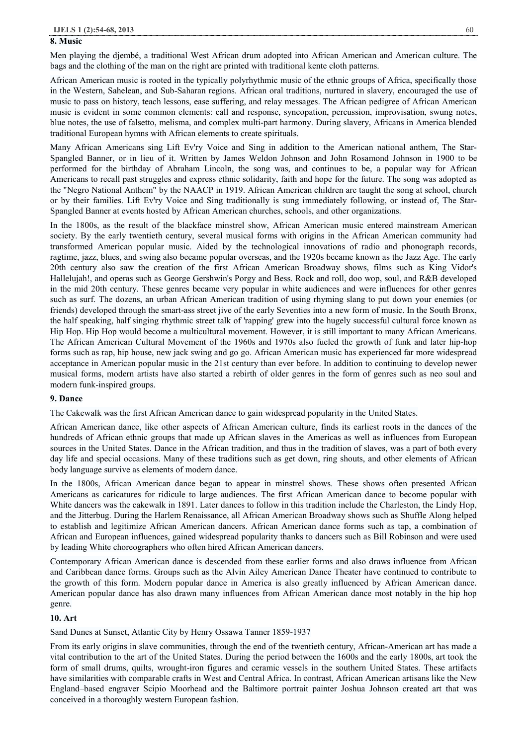## 8. Music

Men playing the djembé, a traditional West African drum adopted into African American and American culture. The bags and the clothing of the man on the right are printed with traditional kente cloth patterns.

African American music is rooted in the typically polyrhythmic music of the ethnic groups of Africa, specifically those in the Western, Sahelean, and Sub-Saharan regions. African oral traditions, nurtured in slavery, encouraged the use of music to pass on history, teach lessons, ease suffering, and relay messages. The African pedigree of African American music is evident in some common elements: call and response, syncopation, percussion, improvisation, swung notes, blue notes, the use of falsetto, melisma, and complex multi-part harmony. During slavery, Africans in America blended traditional European hymns with African elements to create spirituals.

Many African Americans sing Lift Ev'ry Voice and Sing in addition to the American national anthem, The Star-Spangled Banner, or in lieu of it. Written by James Weldon Johnson and John Rosamond Johnson in 1900 to be performed for the birthday of Abraham Lincoln, the song was, and continues to be, a popular way for African Americans to recall past struggles and express ethnic solidarity, faith and hope for the future. The song was adopted as the "Negro National Anthem" by the NAACP in 1919. African American children are taught the song at school, church or by their families. Lift Ev'ry Voice and Sing traditionally is sung immediately following, or instead of, The Star-Spangled Banner at events hosted by African American churches, schools, and other organizations.

In the 1800s, as the result of the blackface minstrel show, African American music entered mainstream American society. By the early twentieth century, several musical forms with origins in the African American community had transformed American popular music. Aided by the technological innovations of radio and phonograph records, ragtime, jazz, blues, and swing also became popular overseas, and the 1920s became known as the Jazz Age. The early 20th century also saw the creation of the first African American Broadway shows, films such as King Vidor's Hallelujah!, and operas such as George Gershwin's Porgy and Bess. Rock and roll, doo wop, soul, and R&B developed in the mid 20th century. These genres became very popular in white audiences and were influences for other genres such as surf. The dozens, an urban African American tradition of using rhyming slang to put down your enemies (or friends) developed through the smart-ass street jive of the early Seventies into a new form of music. In the South Bronx, the half speaking, half singing rhythmic street talk of 'rapping' grew into the hugely successful cultural force known as Hip Hop. Hip Hop would become a multicultural movement. However, it is still important to many African Americans. The African American Cultural Movement of the 1960s and 1970s also fueled the growth of funk and later hip-hop forms such as rap, hip house, new jack swing and go go. African American music has experienced far more widespread acceptance in American popular music in the 21st century than ever before. In addition to continuing to develop newer musical forms, modern artists have also started a rebirth of older genres in the form of genres such as neo soul and modern funk-inspired groups.

## 9. Dance

The Cakewalk was the first African American dance to gain widespread popularity in the United States.

African American dance, like other aspects of African American culture, finds its earliest roots in the dances of the hundreds of African ethnic groups that made up African slaves in the Americas as well as influences from European sources in the United States. Dance in the African tradition, and thus in the tradition of slaves, was a part of both every day life and special occasions. Many of these traditions such as get down, ring shouts, and other elements of African body language survive as elements of modern dance.

In the 1800s, African American dance began to appear in minstrel shows. These shows often presented African Americans as caricatures for ridicule to large audiences. The first African American dance to become popular with White dancers was the cakewalk in 1891. Later dances to follow in this tradition include the Charleston, the Lindy Hop, and the Jitterbug. During the Harlem Renaissance, all African American Broadway shows such as Shuffle Along helped to establish and legitimize African American dancers. African American dance forms such as tap, a combination of African and European influences, gained widespread popularity thanks to dancers such as Bill Robinson and were used by leading White choreographers who often hired African American dancers.

Contemporary African American dance is descended from these earlier forms and also draws influence from African and Caribbean dance forms. Groups such as the Alvin Ailey American Dance Theater have continued to contribute to the growth of this form. Modern popular dance in America is also greatly influenced by African American dance. American popular dance has also drawn many influences from African American dance most notably in the hip hop genre.

## 10. Art

Sand Dunes at Sunset, Atlantic City by Henry Ossawa Tanner 1859-1937

From its early origins in slave communities, through the end of the twentieth century, African-American art has made a vital contribution to the art of the United States. During the period between the 1600s and the early 1800s, art took the form of small drums, quilts, wrought-iron figures and ceramic vessels in the southern United States. These artifacts have similarities with comparable crafts in West and Central Africa. In contrast, African American artisans like the New England–based engraver Scipio Moorhead and the Baltimore portrait painter Joshua Johnson created art that was conceived in a thoroughly western European fashion.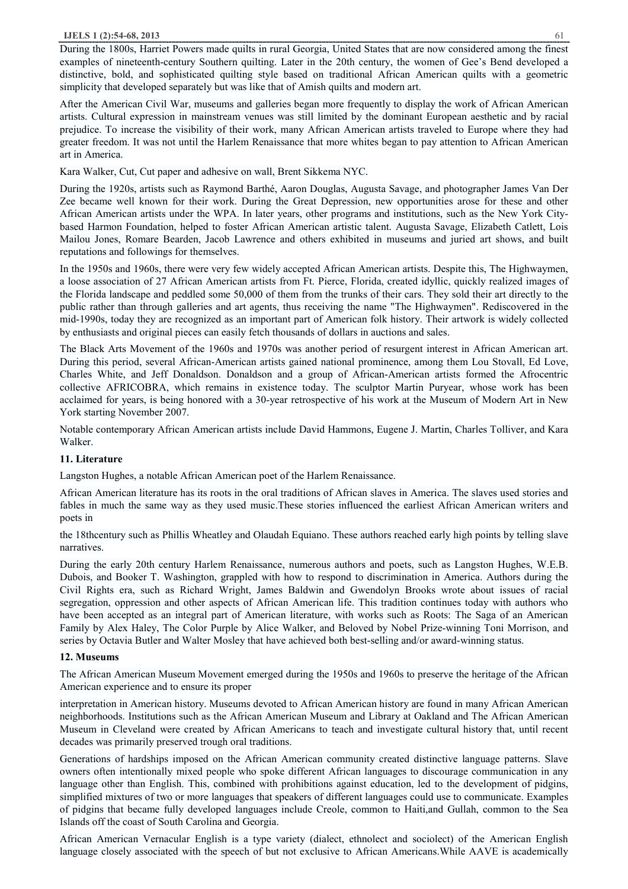During the 1800s, Harriet Powers made quilts in rural Georgia, United States that are now considered among the finest examples of nineteenth-century Southern quilting. Later in the 20th century, the women of Gee's Bend developed a distinctive, bold, and sophisticated quilting style based on traditional African American quilts with a geometric simplicity that developed separately but was like that of Amish quilts and modern art.

After the American Civil War, museums and galleries began more frequently to display the work of African American artists. Cultural expression in mainstream venues was still limited by the dominant European aesthetic and by racial prejudice. To increase the visibility of their work, many African American artists traveled to Europe where they had greater freedom. It was not until the Harlem Renaissance that more whites began to pay attention to African American art in America.

Kara Walker, Cut, Cut paper and adhesive on wall, Brent Sikkema NYC.

During the 1920s, artists such as Raymond Barthé, Aaron Douglas, Augusta Savage, and photographer James Van Der Zee became well known for their work. During the Great Depression, new opportunities arose for these and other African American artists under the WPA. In later years, other programs and institutions, such as the New York City-based Harmon Foundation, helped to foster African American artistic talent. Augusta Savage, Elizabeth Catlett, Lois Mailou Jones, Romare Bearden, Jacob Lawrence and others exhibited in museums and juried art shows, and built reputations and followings for themselves.

In the 1950s and 1960s, there were very few widely accepted African American artists. Despite this, The Highwaymen, a loose association of 27 African American artists from Ft. Pierce, Florida, created idyllic, quickly realized images of the Florida landscape and peddled some 50,000 of them from the trunks of their cars. They sold their art directly to the public rather than through galleries and art agents, thus receiving the name "The Highwaymen". Rediscovered in the mid-1990s, today they are recognized as an important part of American folk history. Their artwork is widely collected by enthusiasts and original pieces can easily fetch thousands of dollars in auctions and sales.

The Black Arts Movement of the 1960s and 1970s was another period of resurgent interest in African American art. During this period, several African-American artists gained national prominence, among them Lou Stovall, Ed Love, Charles White, and Jeff Donaldson. Donaldson and a group of African-American artists formed the Afrocentric collective AFRICOBRA, which remains in existence today. The sculptor Martin Puryear, whose work has been acclaimed for years, is being honored with a 30-year retrospective of his work at the Museum of Modern Art in New York starting November 2007.

Notable contemporary African American artists include David Hammons, Eugene J. Martin, Charles Tolliver, and Kara Walker.

### 11. Literature

Langston Hughes, a notable African American poet of the Harlem Renaissance.

African American literature has its roots in the oral traditions of African slaves in America. The slaves used stories and fables in much the same way as they used music.These stories influenced the earliest African American writers and poets in the 18thcentury such as Phillis Wheatley and Olaudah Equiano. These authors reached early high points by telling slave narratives.

During the early 20th century Harlem Renaissance, numerous authors and poets, such as Langston Hughes, W.E.B. Dubois, and Booker T. Washington, grappled with how to respond to discrimination in America. Authors during the Civil Rights era, such as Richard Wright, James Baldwin and Gwendolyn Brooks wrote about issues of racial segregation, oppression and other aspects of African American life. This tradition continues today with authors who have been accepted as an integral part of American literature, with works such as Roots: The Saga of an American Family by Alex Haley, The Color Purple by Alice Walker, and Beloved by Nobel Prize-winning Toni Morrison, and series by Octavia Butler and Walter Mosley that have achieved both best-selling and/or award-winning status.

### 12. Museums

The African American Museum Movement emerged during the 1950s and 1960s to preserve the heritage of the African American experience and to ensure its proper interpretation in American history. Museums devoted to African American history are found in many African American neighborhoods. Institutions such as the African American Museum and Library at Oakland and The African American Museum in Cleveland were created by African Americans to teach and investigate cultural history that, until recent decades was primarily preserved trough oral traditions.

Generations of hardships imposed on the African American community created distinctive language patterns. Slave owners often intentionally mixed people who spoke different African languages to discourage communication in any language other than English. This, combined with prohibitions against education, led to the development of pidgins, simplified mixtures of two or more languages that speakers of different languages could use to communicate. Examples of pidgins that became fully developed languages include Creole, common to Haiti,and Gullah, common to the Sea Islands off the coast of South Carolina and Georgia.

African American Vernacular English is a type variety (dialect, ethnolect and sociolect) of the American English language closely associated with the speech of but not exclusive to African Americans.While AAVE is academically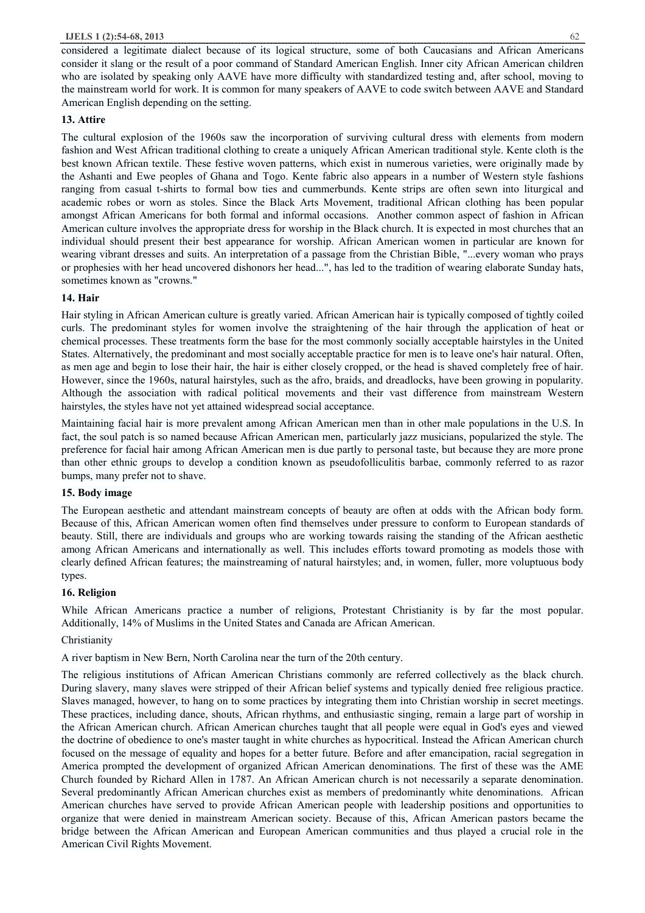considered a legitimate dialect because of its logical structure, some of both Caucasians and African Americans consider it slang or the result of a poor command of Standard American English. Inner city African American children who are isolated by speaking only AAVE have more difficulty with standardized testing and, after school, moving to the mainstream world for work. It is common for many speakers of AAVE to code switch between AAVE and Standard American English depending on the setting.

## 13. Attire

The cultural explosion of the 1960s saw the incorporation of surviving cultural dress with elements from modern fashion and West African traditional clothing to create a uniquely African American traditional style. Kente cloth is the best known African textile. These festive woven patterns, which exist in numerous varieties, were originally made by the Ashanti and Ewe peoples of Ghana and Togo. Kente fabric also appears in a number of Western style fashions ranging from casual t-shirts to formal bow ties and cummerbunds. Kente strips are often sewn into liturgical and academic robes or worn as stoles. Since the Black Arts Movement, traditional African clothing has been popular amongst African Americans for both formal and informal occasions. Another common aspect of fashion in African American culture involves the appropriate dress for worship in the Black church. It is expected in most churches that an individual should present their best appearance for worship. African American women in particular are known for wearing vibrant dresses and suits. An interpretation of a passage from the Christian Bible, "...every woman who prays or prophesies with her head uncovered dishonors her head...", has led to the tradition of wearing elaborate Sunday hats, sometimes known as "crowns."

## 14. Hair

Hair styling in African American culture is greatly varied. African American hair is typically composed of tightly coiled curls. The predominant styles for women involve the straightening of the hair through the application of heat or chemical processes. These treatments form the base for the most commonly socially acceptable hairstyles in the United States. Alternatively, the predominant and most socially acceptable practice for men is to leave one's hair natural. Often, as men age and begin to lose their hair, the hair is either closely cropped, or the head is shaved completely free of hair. However, since the 1960s, natural hairstyles, such as the afro, braids, and dreadlocks, have been growing in popularity. Although the association with radical political movements and their vast difference from mainstream Western hairstyles, the styles have not yet attained widespread social acceptance.

Maintaining facial hair is more prevalent among African American men than in other male populations in the U.S. In fact, the soul patch is so named because African American men, particularly jazz musicians, popularized the style. The preference for facial hair among African American men is due partly to personal taste, but because they are more prone than other ethnic groups to develop a condition known as pseudofolliculitis barbae, commonly referred to as razor bumps, many prefer not to shave.

## 15. Body image

The European aesthetic and attendant mainstream concepts of beauty are often at odds with the African body form. Because of this, African American women often find themselves under pressure to conform to European standards of beauty. Still, there are individuals and groups who are working towards raising the standing of the African aesthetic among African Americans and internationally as well. This includes efforts toward promoting as models those with clearly defined African features; the mainstreaming of natural hairstyles; and, in women, fuller, more voluptuous body types.

## 16. Religion

While African Americans practice a number of religions, Protestant Christianity is by far the most popular. Additionally, 14% of Muslims in the United States and Canada are African American.

Christianity

A river baptism in New Bern, North Carolina near the turn of the 20th century.

The religious institutions of African American Christians commonly are referred collectively as the black church. During slavery, many slaves were stripped of their African belief systems and typically denied free religious practice. Slaves managed, however, to hang on to some practices by integrating them into Christian worship in secret meetings. These practices, including dance, shouts, African rhythms, and enthusiastic singing, remain a large part of worship in the African American church. African American churches taught that all people were equal in God's eyes and viewed the doctrine of obedience to one's master taught in white churches as hypocritical. Instead the African American church focused on the message of equality and hopes for a better future. Before and after emancipation, racial segregation in America prompted the development of organized African American denominations. The first of these was the AME Church founded by Richard Allen in 1787. An African American church is not necessarily a separate denomination. Several predominantly African American churches exist as members of predominantly white denominations. African American churches have served to provide African American people with leadership positions and opportunities to organize that were denied in mainstream American society. Because of this, African American pastors became the bridge between the African American and European American communities and thus played a crucial role in the American Civil Rights Movement.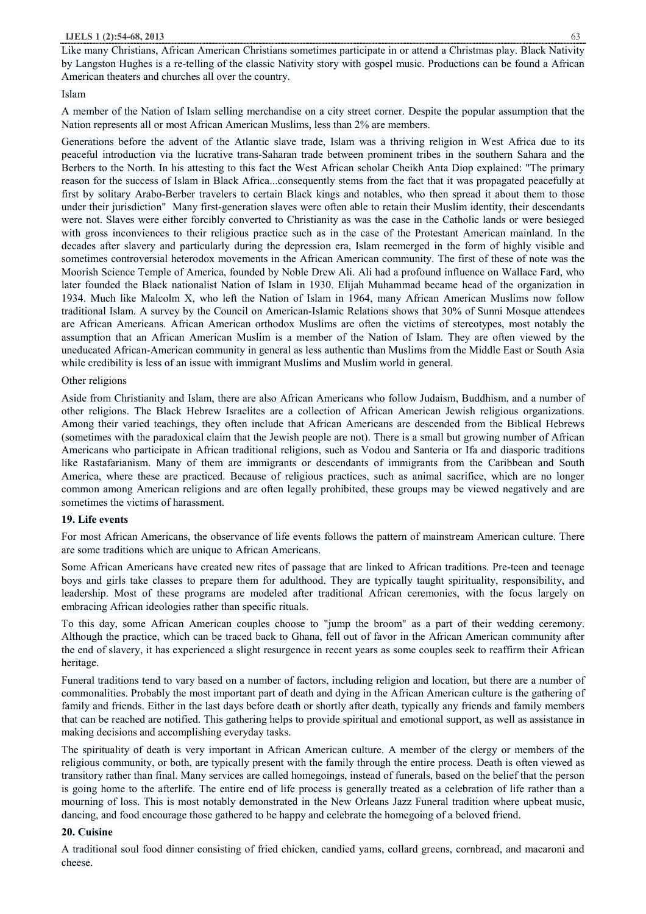Like many Christians, African American Christians sometimes participate in or attend a Christmas play. Black Nativity by Langston Hughes is a re-telling of the classic Nativity story with gospel music. Productions can be found a African American theaters and churches all over the country.

Islam

A member of the Nation of Islam selling merchandise on a city street corner. Despite the popular assumption that the Nation represents all or most African American Muslims, less than 2% are members.

Generations before the advent of the Atlantic slave trade, Islam was a thriving religion in West Africa due to its peaceful introduction via the lucrative trans-Saharan trade between prominent tribes in the southern Sahara and the Berbers to the North. In his attesting to this fact the West African scholar Cheikh Anta Diop explained: "The primary reason for the success of Islam in Black Africa...consequently stems from the fact that it was propagated peacefully at first by solitary Arabo-Berber travelers to certain Black kings and notables, who then spread it about them to those under their jurisdiction" Many first-generation slaves were often able to retain their Muslim identity, their descendants were not. Slaves were either forcibly converted to Christianity as was the case in the Catholic lands or were besieged with gross inconviences to their religious practice such as in the case of the Protestant American mainland. In the decades after slavery and particularly during the depression era, Islam reemerged in the form of highly visible and sometimes controversial heterodox movements in the African American community. The first of these of note was the Moorish Science Temple of America, founded by Noble Drew Ali. Ali had a profound influence on Wallace Fard, who later founded the Black nationalist Nation of Islam in 1930. Elijah Muhammad became head of the organization in 1934. Much like Malcolm X, who left the Nation of Islam in 1964, many African American Muslims now follow traditional Islam. A survey by the Council on American-Islamic Relations shows that 30% of Sunni Mosque attendees are African Americans. African American orthodox Muslims are often the victims of stereotypes, most notably the assumption that an African American Muslim is a member of the Nation of Islam. They are often viewed by the uneducated African-American community in general as less authentic than Muslims from the Middle East or South Asia while credibility is less of an issue with immigrant Muslims and Muslim world in general.

Other religions

Aside from Christianity and Islam, there are also African Americans who follow Judaism, Buddhism, and a number of other religions. The Black Hebrew Israelites are a collection of African American Jewish religious organizations. Among their varied teachings, they often include that African Americans are descended from the Biblical Hebrews (sometimes with the paradoxical claim that the Jewish people are not). There is a small but growing number of African Americans who participate in African traditional religions, such as Vodou and Santeria or Ifa and diasporic traditions like Rastafarianism. Many of them are immigrants or descendants of immigrants from the Caribbean and South America, where these are practiced. Because of religious practices, such as animal sacrifice, which are no longer common among American religions and are often legally prohibited, these groups may be viewed negatively and are sometimes the victims of harassment.

## 19. Life events

For most African Americans, the observance of life events follows the pattern of mainstream American culture. There are some traditions which are unique to African Americans.

Some African Americans have created new rites of passage that are linked to African traditions. Pre-teen and teenage boys and girls take classes to prepare them for adulthood. They are typically taught spirituality, responsibility, and leadership. Most of these programs are modeled after traditional African ceremonies, with the focus largely on embracing African ideologies rather than specific rituals.

To this day, some African American couples choose to "jump the broom" as a part of their wedding ceremony. Although the practice, which can be traced back to Ghana, fell out of favor in the African American community after the end of slavery, it has experienced a slight resurgence in recent years as some couples seek to reaffirm their African heritage.

Funeral traditions tend to vary based on a number of factors, including religion and location, but there are a number of commonalities. Probably the most important part of death and dying in the African American culture is the gathering of family and friends. Either in the last days before death or shortly after death, typically any friends and family members that can be reached are notified. This gathering helps to provide spiritual and emotional support, as well as assistance in making decisions and accomplishing everyday tasks.

The spirituality of death is very important in African American culture. A member of the clergy or members of the religious community, or both, are typically present with the family through the entire process. Death is often viewed as transitory rather than final. Many services are called homegoings, instead of funerals, based on the belief that the person is going home to the afterlife. The entire end of life process is generally treated as a celebration of life rather than a mourning of loss. This is most notably demonstrated in the New Orleans Jazz Funeral tradition where upbeat music, dancing, and food encourage those gathered to be happy and celebrate the homegoing of a beloved friend.

## 20. Cuisine

A traditional soul food dinner consisting of fried chicken, candied yams, collard greens, cornbread, and macaroni and cheese.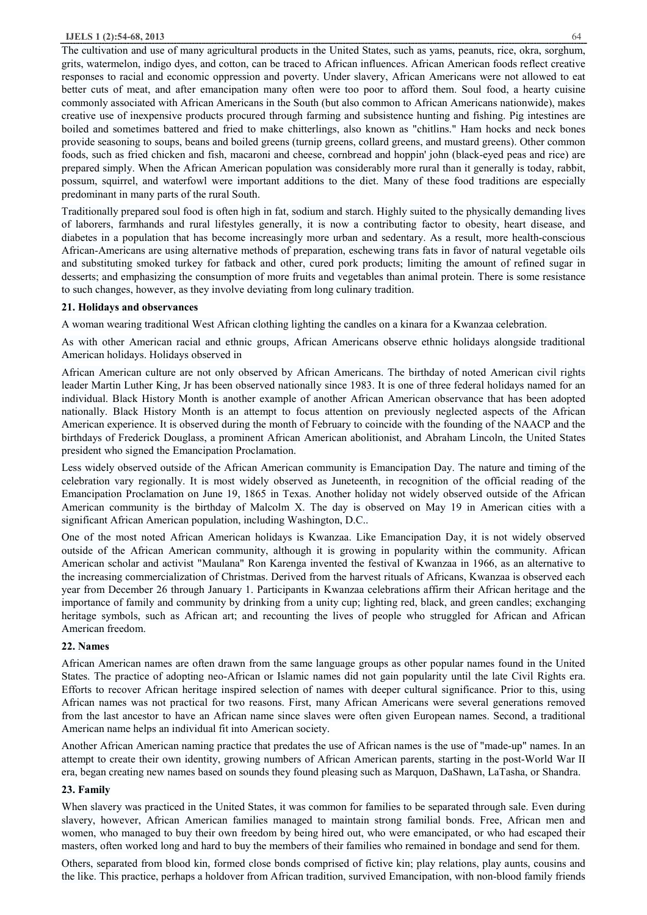The cultivation and use of many agricultural products in the United States, such as yams, peanuts, rice, okra, sorghum, grits, watermelon, indigo dyes, and cotton, can be traced to African influences. African American foods reflect creative responses to racial and economic oppression and poverty. Under slavery, African Americans were not allowed to eat better cuts of meat, and after emancipation many often were too poor to afford them. Soul food, a hearty cuisine commonly associated with African Americans in the South (but also common to African Americans nationwide), makes creative use of inexpensive products procured through farming and subsistence hunting and fishing. Pig intestines are boiled and sometimes battered and fried to make chitterlings, also known as "chitlins." Ham hocks and neck bones provide seasoning to soups, beans and boiled greens (turnip greens, collard greens, and mustard greens). Other common foods, such as fried chicken and fish, macaroni and cheese, cornbread and hoppin' john (black-eyed peas and rice) are prepared simply. When the African American population was considerably more rural than it generally is today, rabbit, possum, squirrel, and waterfowl were important additions to the diet. Many of these food traditions are especially predominant in many parts of the rural South.

Traditionally prepared soul food is often high in fat, sodium and starch. Highly suited to the physically demanding lives of laborers, farmhands and rural lifestyles generally, it is now a contributing factor to obesity, heart disease, and diabetes in a population that has become increasingly more urban and sedentary. As a result, more health-conscious African-Americans are using alternative methods of preparation, eschewing trans fats in favor of natural vegetable oils and substituting smoked turkey for fatback and other, cured pork products; limiting the amount of refined sugar in desserts; and emphasizing the consumption of more fruits and vegetables than animal protein. There is some resistance to such changes, however, as they involve deviating from long culinary tradition.

### 21. Holidays and observances

A woman wearing traditional West African clothing lighting the candles on a kinara for a Kwanzaa celebration.

As with other American racial and ethnic groups, African Americans observe ethnic holidays alongside traditional American holidays. Holidays observed in

African American culture are not only observed by African Americans. The birthday of noted American civil rights leader Martin Luther King, Jr has been observed nationally since 1983. It is one of three federal holidays named for an individual. Black History Month is another example of another African American observance that has been adopted nationally. Black History Month is an attempt to focus attention on previously neglected aspects of the African American experience. It is observed during the month of February to coincide with the founding of the NAACP and the birthdays of Frederick Douglass, a prominent African American abolitionist, and Abraham Lincoln, the United States president who signed the Emancipation Proclamation.

Less widely observed outside of the African American community is Emancipation Day. The nature and timing of the celebration vary regionally. It is most widely observed as Juneteenth, in recognition of the official reading of the Emancipation Proclamation on June 19, 1865 in Texas. Another holiday not widely observed outside of the African American community is the birthday of Malcolm X. The day is observed on May 19 in American cities with a significant African American population, including Washington, D.C..

One of the most noted African American holidays is Kwanzaa. Like Emancipation Day, it is not widely observed outside of the African American community, although it is growing in popularity within the community. African American scholar and activist "Maulana" Ron Karenga invented the festival of Kwanzaa in 1966, as an alternative to the increasing commercialization of Christmas. Derived from the harvest rituals of Africans, Kwanzaa is observed each year from December 26 through January 1. Participants in Kwanzaa celebrations affirm their African heritage and the importance of family and community by drinking from a unity cup; lighting red, black, and green candles; exchanging heritage symbols, such as African art; and recounting the lives of people who struggled for African and African American freedom.

### 22. Names

African American names are often drawn from the same language groups as other popular names found in the United States. The practice of adopting neo-African or Islamic names did not gain popularity until the late Civil Rights era. Efforts to recover African heritage inspired selection of names with deeper cultural significance. Prior to this, using African names was not practical for two reasons. First, many African Americans were several generations removed from the last ancestor to have an African name since slaves were often given European names. Second, a traditional American name helps an individual fit into American society.

Another African American naming practice that predates the use of African names is the use of "made-up" names. In an attempt to create their own identity, growing numbers of African American parents, starting in the post-World War II era, began creating new names based on sounds they found pleasing such as Marquon, DaShawn, LaTasha, or Shandra.

### 23. Family

When slavery was practiced in the United States, it was common for families to be separated through sale. Even during slavery, however, African American families managed to maintain strong familial bonds. Free, African men and women, who managed to buy their own freedom by being hired out, who were emancipated, or who had escaped their masters, often worked long and hard to buy the members of their families who remained in bondage and send for them.

Others, separated from blood kin, formed close bonds comprised of fictive kin; play relations, play aunts, cousins and the like. This practice, perhaps a holdover from African tradition, survived Emancipation, with non-blood family friends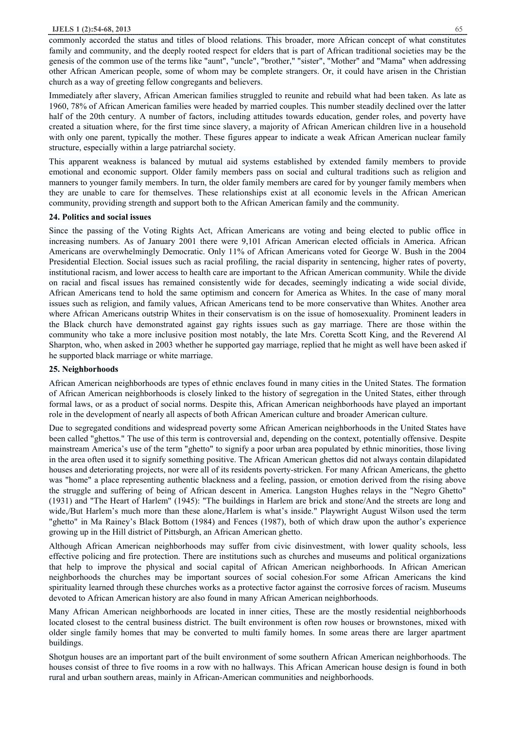commonly accorded the status and titles of blood relations. This broader, more African concept of what constitutes family and community, and the deeply rooted respect for elders that is part of African traditional societies may be the genesis of the common use of the terms like "aunt", "uncle", "brother," "sister", "Mother" and "Mama" when addressing other African American people, some of whom may be complete strangers. Or, it could have arisen in the Christian church as a way of greeting fellow congregants and believers.

Immediately after slavery, African American families struggled to reunite and rebuild what had been taken. As late as 1960, 78% of African American families were headed by married couples. This number steadily declined over the latter half of the 20th century. A number of factors, including attitudes towards education, gender roles, and poverty have created a situation where, for the first time since slavery, a majority of African American children live in a household with only one parent, typically the mother. These figures appear to indicate a weak African American nuclear family structure, especially within a large patriarchal society.

This apparent weakness is balanced by mutual aid systems established by extended family members to provide emotional and economic support. Older family members pass on social and cultural traditions such as religion and manners to younger family members. In turn, the older family members are cared for by younger family members when they are unable to care for themselves. These relationships exist at all economic levels in the African American community, providing strength and support both to the African American family and the community.

**24. Politics and social issues**

Since the passing of the Voting Rights Act, African Americans are voting and being elected to public office in increasing numbers. As of January 2001 there were 9,101 African American elected officials in America. African Americans are overwhelmingly Democratic. Only 11% of African Americans voted for George W. Bush in the 2004 Presidential Election. Social issues such as racial profiling, the racial disparity in sentencing, higher rates of poverty, institutional racism, and lower access to health care are important to the African American community. While the divide on racial and fiscal issues has remained consistently wide for decades, seemingly indicating a wide social divide, African Americans tend to hold the same optimism and concern for America as Whites. In the case of many moral issues such as religion, and family values, African Americans tend to be more conservative than Whites. Another area where African Americans outstrip Whites in their conservatism is on the issue of homosexuality. Prominent leaders in the Black church have demonstrated against gay rights issues such as gay marriage. There are those within the community who take a more inclusive position most notably, the late Mrs. Coretta Scott King, and the Reverend Al Sharpton, who, when asked in 2003 whether he supported gay marriage, replied that he might as well have been asked if he supported black marriage or white marriage.

**25. Neighborhoods**

African American neighborhoods are types of ethnic enclaves found in many cities in the United States. The formation of African American neighborhoods is closely linked to the history of segregation in the United States, either through formal laws, or as a product of social norms. Despite this, African American neighborhoods have played an important role in the development of nearly all aspects of both African American culture and broader American culture.

Due to segregated conditions and widespread poverty some African American neighborhoods in the United States have been called "ghettos." The use of this term is controversial and, depending on the context, potentially offensive. Despite mainstream America's use of the term "ghetto" to signify a poor urban area populated by ethnic minorities, those living in the area often used it to signify something positive. The African American ghettos did not always contain dilapidated houses and deteriorating projects, nor were all of its residents poverty-stricken. For many African Americans, the ghetto was "home" a place representing authentic blackness and a feeling, passion, or emotion derived from the rising above the struggle and suffering of being of African descent in America. Langston Hughes relays in the "Negro Ghetto" (1931) and "The Heart of Harlem" (1945): "The buildings in Harlem are brick and stone/And the streets are long and wide,/But Harlem's much more than these alone,/Harlem is what's inside." Playwright August Wilson used the term "ghetto" in Ma Rainey's Black Bottom (1984) and Fences (1987), both of which draw upon the author's experience growing up in the Hill district of Pittsburgh, an African American ghetto.

Although African American neighborhoods may suffer from civic disinvestment, with lower quality schools, less effective policing and fire protection. There are institutions such as churches and museums and political organizations that help to improve the physical and social capital of African American neighborhoods. In African American neighborhoods the churches may be important sources of social cohesion.For some African Americans the kind spirituality learned through these churches works as a protective factor against the corrosive forces of racism. Museums devoted to African American history are also found in many African American neighborhoods.

Many African American neighborhoods are located in inner cities, These are the mostly residential neighborhoods located closest to the central business district. The built environment is often row houses or brownstones, mixed with older single family homes that may be converted to multi family homes. In some areas there are larger apartment buildings.

Shotgun houses are an important part of the built environment of some southern African American neighborhoods. The houses consist of three to five rooms in a row with no hallways. This African American house design is found in both rural and urban southern areas, mainly in African-American communities and neighborhoods.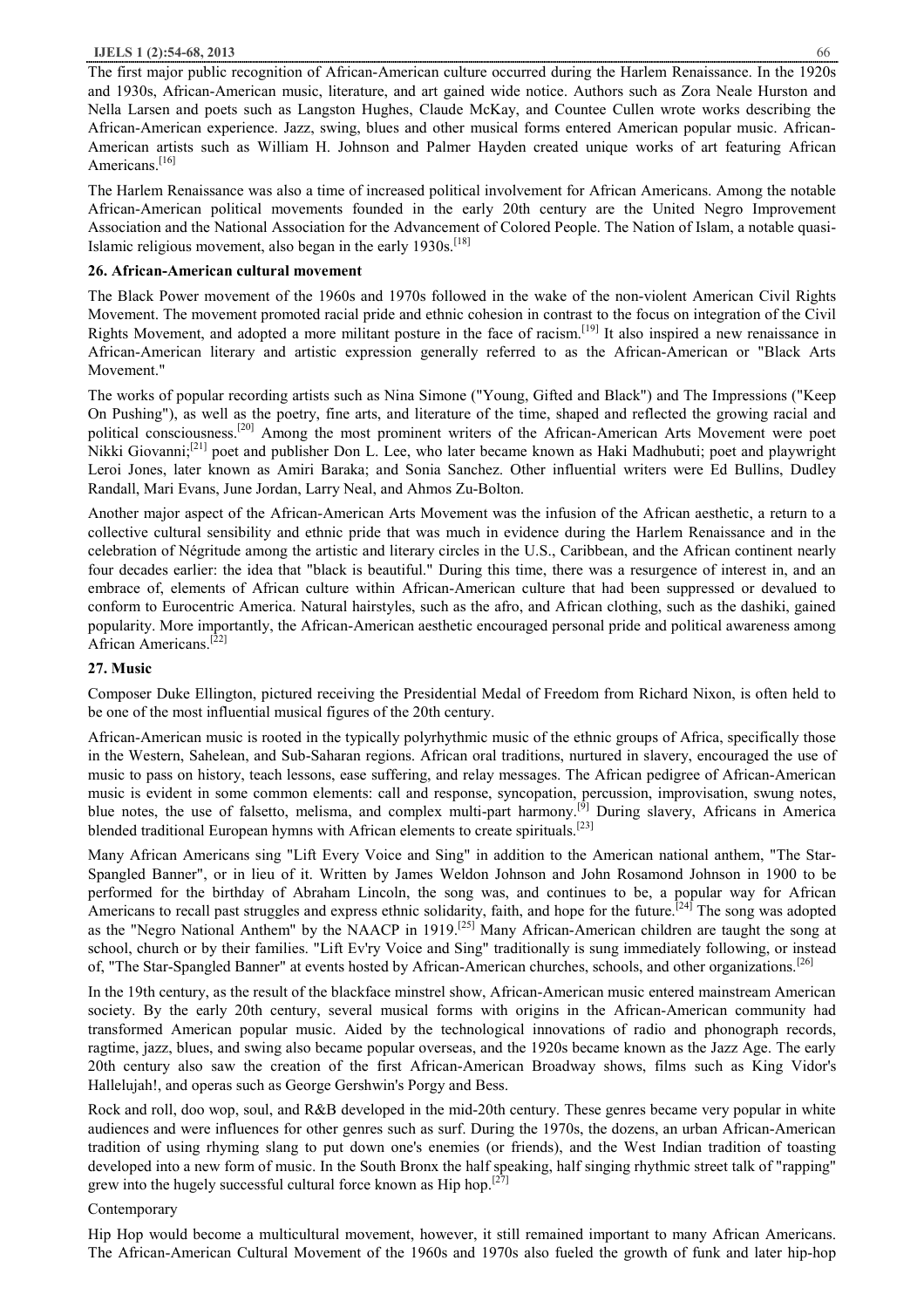The first major public recognition of African-American culture occurred during the Harlem Renaissance. In the 1920s and 1930s, African-American music, literature, and art gained wide notice. Authors such as Zora Neale Hurston and Nella Larsen and poets such as Langston Hughes, Claude McKay, and Countee Cullen wrote works describing the African-American experience. Jazz, swing, blues and other musical forms entered American popular music. African-American artists such as William H. Johnson and Palmer Hayden created unique works of art featuring African Americans.[16]

The Harlem Renaissance was also a time of increased political involvement for African Americans. Among the notable African-American political movements founded in the early 20th century are the United Negro Improvement Association and the National Association for the Advancement of Colored People. The Nation of Islam, a notable quasi-Islamic religious movement, also began in the early 1930s.[18]

**26. African-American cultural movement**

The Black Power movement of the 1960s and 1970s followed in the wake of the non-violent American Civil Rights Movement. The movement promoted racial pride and ethnic cohesion in contrast to the focus on integration of the Civil Rights Movement, and adopted a more militant posture in the face of racism.[19] It also inspired a new renaissance in African-American literary and artistic expression generally referred to as the African-American or "Black Arts Movement."

The works of popular recording artists such as Nina Simone ("Young, Gifted and Black") and The Impressions ("Keep On Pushing"), as well as the poetry, fine arts, and literature of the time, shaped and reflected the growing racial and political consciousness.[20] Among the most prominent writers of the African-American Arts Movement were poet Nikki Giovanni;[21] poet and publisher Don L. Lee, who later became known as Haki Madhubuti; poet and playwright Leroi Jones, later known as Amiri Baraka; and Sonia Sanchez. Other influential writers were Ed Bullins, Dudley Randall, Mari Evans, June Jordan, Larry Neal, and Ahmos Zu-Bolton.

Another major aspect of the African-American Arts Movement was the infusion of the African aesthetic, a return to a collective cultural sensibility and ethnic pride that was much in evidence during the Harlem Renaissance and in the celebration of Négritude among the artistic and literary circles in the U.S., Caribbean, and the African continent nearly four decades earlier: the idea that "black is beautiful." During this time, there was a resurgence of interest in, and an embrace of, elements of African culture within African-American culture that had been suppressed or devalued to conform to Eurocentric America. Natural hairstyles, such as the afro, and African clothing, such as the dashiki, gained popularity. More importantly, the African-American aesthetic encouraged personal pride and political awareness among African Americans.[22]

**27. Music**

Composer Duke Ellington, pictured receiving the Presidential Medal of Freedom from Richard Nixon, is often held to be one of the most influential musical figures of the 20th century.

African-American music is rooted in the typically polyrhythmic music of the ethnic groups of Africa, specifically those in the Western, Sahelean, and Sub-Saharan regions. African oral traditions, nurtured in slavery, encouraged the use of music to pass on history, teach lessons, ease suffering, and relay messages. The African pedigree of African-American music is evident in some common elements: call and response, syncopation, percussion, improvisation, swung notes, blue notes, the use of falsetto, melisma, and complex multi-part harmony.[9] During slavery, Africans in America blended traditional European hymns with African elements to create spirituals.[23]

Many African Americans sing "Lift Every Voice and Sing" in addition to the American national anthem, "The Star-Spangled Banner", or in lieu of it. Written by James Weldon Johnson and John Rosamond Johnson in 1900 to be performed for the birthday of Abraham Lincoln, the song was, and continues to be, a popular way for African Americans to recall past struggles and express ethnic solidarity, faith, and hope for the future.[24] The song was adopted as the "Negro National Anthem" by the NAACP in 1919.[25] Many African-American children are taught the song at school, church or by their families. "Lift Ev'ry Voice and Sing" traditionally is sung immediately following, or instead of, "The Star-Spangled Banner" at events hosted by African-American churches, schools, and other organizations.[26]

In the 19th century, as the result of the blackface minstrel show, African-American music entered mainstream American society. By the early 20th century, several musical forms with origins in the African-American community had transformed American popular music. Aided by the technological innovations of radio and phonograph records, ragtime, jazz, blues, and swing also became popular overseas, and the 1920s became known as the Jazz Age. The early 20th century also saw the creation of the first African-American Broadway shows, films such as King Vidor's Hallelujah!, and operas such as George Gershwin's Porgy and Bess.

Rock and roll, doo wop, soul, and R&B developed in the mid-20th century. These genres became very popular in white audiences and were influences for other genres such as surf. During the 1970s, the dozens, an urban African-American tradition of using rhyming slang to put down one's enemies (or friends), and the West Indian tradition of toasting developed into a new form of music. In the South Bronx the half speaking, half singing rhythmic street talk of "rapping" grew into the hugely successful cultural force known as Hip hop.[27]

Contemporary

Hip Hop would become a multicultural movement, however, it still remained important to many African Americans. The African-American Cultural Movement of the 1960s and 1970s also fueled the growth of funk and later hip-hop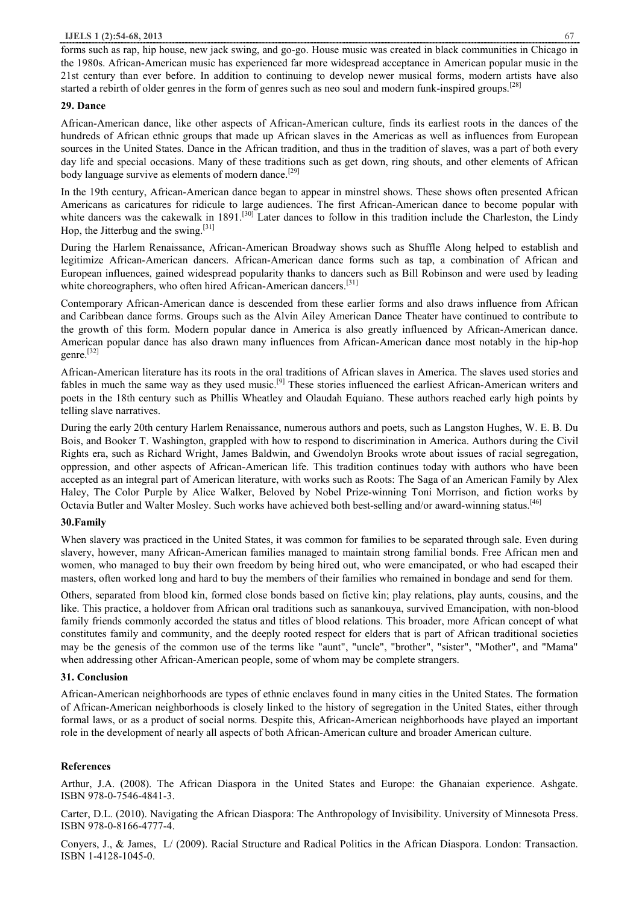forms such as rap, hip house, new jack swing, and go-go. House music was created in black communities in Chicago in the 1980s. African-American music has experienced far more widespread acceptance in American popular music in the 21st century than ever before. In addition to continuing to develop newer musical forms, modern artists have also started a rebirth of older genres in the form of genres such as neo soul and modern funk-inspired groups.[28]

## 29. Dance

African-American dance, like other aspects of African-American culture, finds its earliest roots in the dances of the hundreds of African ethnic groups that made up African slaves in the Americas as well as influences from European sources in the United States. Dance in the African tradition, and thus in the tradition of slaves, was a part of both every day life and special occasions. Many of these traditions such as get down, ring shouts, and other elements of African body language survive as elements of modern dance.[29]

In the 19th century, African-American dance began to appear in minstrel shows. These shows often presented African Americans as caricatures for ridicule to large audiences. The first African-American dance to become popular with white dancers was the cakewalk in 1891.[30] Later dances to follow in this tradition include the Charleston, the Lindy Hop, the Jitterbug and the swing.[31]

During the Harlem Renaissance, African-American Broadway shows such as Shuffle Along helped to establish and legitimize African-American dancers. African-American dance forms such as tap, a combination of African and European influences, gained widespread popularity thanks to dancers such as Bill Robinson and were used by leading white choreographers, who often hired African-American dancers.[31]

Contemporary African-American dance is descended from these earlier forms and also draws influence from African and Caribbean dance forms. Groups such as the Alvin Ailey American Dance Theater have continued to contribute to the growth of this form. Modern popular dance in America is also greatly influenced by African-American dance. American popular dance has also drawn many influences from African-American dance most notably in the hip-hop genre.[32]

African-American literature has its roots in the oral traditions of African slaves in America. The slaves used stories and fables in much the same way as they used music.[9] These stories influenced the earliest African-American writers and poets in the 18th century such as Phillis Wheatley and Olaudah Equiano. These authors reached early high points by telling slave narratives.

During the early 20th century Harlem Renaissance, numerous authors and poets, such as Langston Hughes, W. E. B. Du Bois, and Booker T. Washington, grappled with how to respond to discrimination in America. Authors during the Civil Rights era, such as Richard Wright, James Baldwin, and Gwendolyn Brooks wrote about issues of racial segregation, oppression, and other aspects of African-American life. This tradition continues today with authors who have been accepted as an integral part of American literature, with works such as Roots: The Saga of an American Family by Alex Haley, The Color Purple by Alice Walker, Beloved by Nobel Prize-winning Toni Morrison, and fiction works by Octavia Butler and Walter Mosley. Such works have achieved both best-selling and/or award-winning status.[46]

## 30.Family

When slavery was practiced in the United States, it was common for families to be separated through sale. Even during slavery, however, many African-American families managed to maintain strong familial bonds. Free African men and women, who managed to buy their own freedom by being hired out, who were emancipated, or who had escaped their masters, often worked long and hard to buy the members of their families who remained in bondage and send for them.

Others, separated from blood kin, formed close bonds based on fictive kin; play relations, play aunts, cousins, and the like. This practice, a holdover from African oral traditions such as sanankouya, survived Emancipation, with non-blood family friends commonly accorded the status and titles of blood relations. This broader, more African concept of what constitutes family and community, and the deeply rooted respect for elders that is part of African traditional societies may be the genesis of the common use of the terms like "aunt", "uncle", "brother", "sister", "Mother", and "Mama" when addressing other African-American people, some of whom may be complete strangers.

## 31. Conclusion

African-American neighborhoods are types of ethnic enclaves found in many cities in the United States. The formation of African-American neighborhoods is closely linked to the history of segregation in the United States, either through formal laws, or as a product of social norms. Despite this, African-American neighborhoods have played an important role in the development of nearly all aspects of both African-American culture and broader American culture.

## References

Arthur, J.A. (2008). The African Diaspora in the United States and Europe: the Ghanaian experience. Ashgate. ISBN 978-0-7546-4841-3.

Carter, D.L. (2010). Navigating the African Diaspora: The Anthropology of Invisibility. University of Minnesota Press. ISBN 978-0-8166-4777-4.

Conyers, J., & James, L/ (2009). Racial Structure and Radical Politics in the African Diaspora. London: Transaction. ISBN 1-4128-1045-0.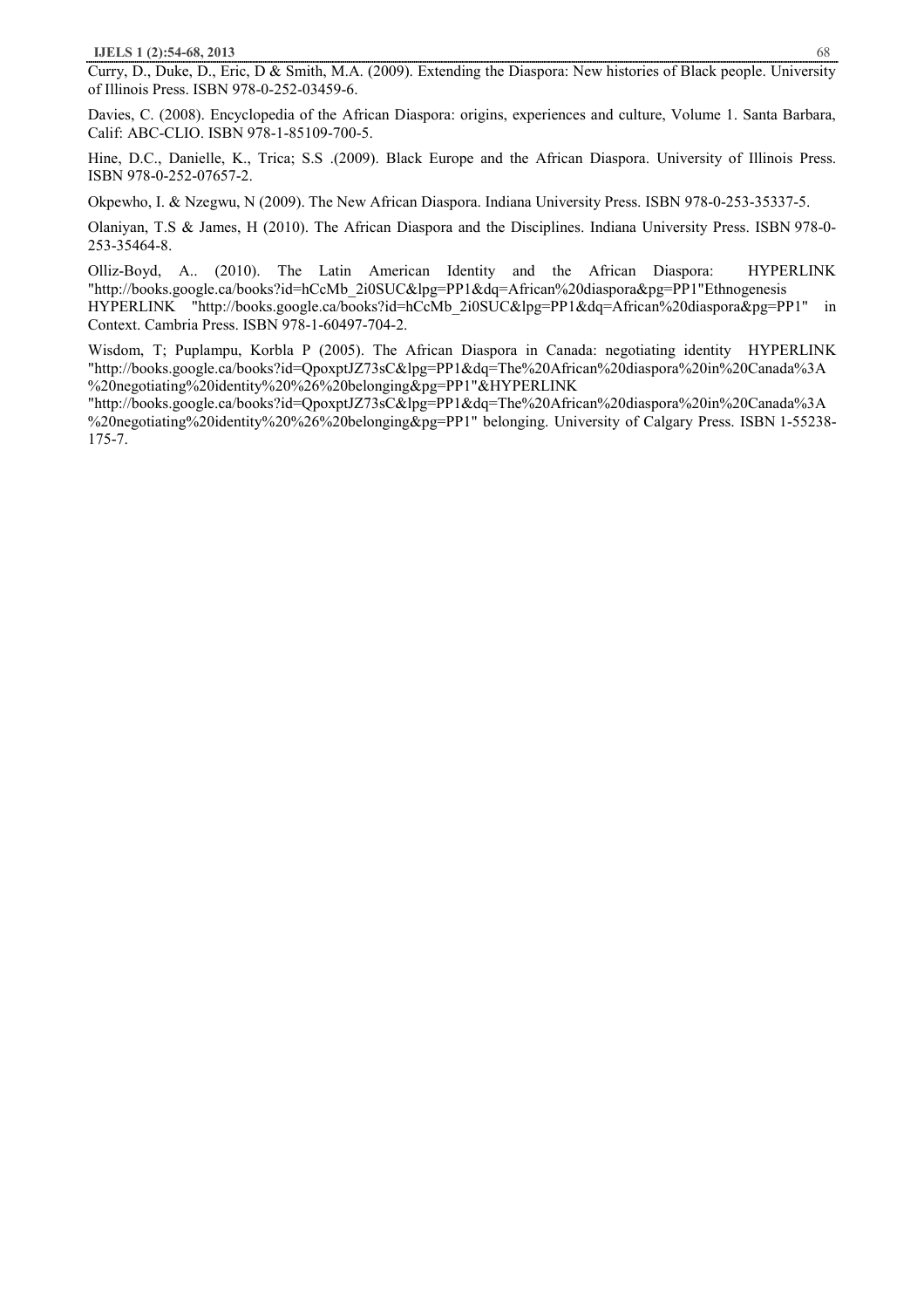Curry, D., Duke, D., Eric, D & Smith, M.A. (2009). Extending the Diaspora: New histories of Black people. University of Illinois Press. ISBN 978-0-252-03459-6.

Davies, C. (2008). Encyclopedia of the African Diaspora: origins, experiences and culture, Volume 1. Santa Barbara, Calif: ABC-CLIO. ISBN 978-1-85109-700-5.

Hine, D.C., Danielle, K., Trica; S.S .(2009). Black Europe and the African Diaspora. University of Illinois Press. ISBN 978-0-252-07657-2.

Okpewho, I. & Nzegwu, N (2009). The New African Diaspora. Indiana University Press. ISBN 978-0-253-35337-5.

Olaniyan, T.S & James, H (2010). The African Diaspora and the Disciplines. Indiana University Press. ISBN 978-0-253-35464-8.

Olliz-Boyd, A.. (2010). The Latin American Identity and the African Diaspora: HYPERLINK "http://books.google.ca/books?id=hCcMb_2i0SUC&lpg=PP1&dq=African%20diaspora&pg=PP1"Ethnogenesis HYPERLINK "http://books.google.ca/books?id=hCcMb_2i0SUC&lpg=PP1&dq=African%20diaspora&pg=PP1" in Context. Cambria Press. ISBN 978-1-60497-704-2.

Wisdom, T; Puplampu, Korbla P (2005). The African Diaspora in Canada: negotiating identity HYPERLINK "http://books.google.ca/books?id=QpoxptJZ73sC&lpg=PP1&dq=The%20African%20diaspora%20in%20Canada%3A%20negotiating%20identity%20%26%20belonging&pg=PP1"&HYPERLINK "http://books.google.ca/books?id=QpoxptJZ73sC&lpg=PP1&dq=The%20African%20diaspora%20in%20Canada%3A%20negotiating%20identity%20%26%20belonging&pg=PP1" belonging. University of Calgary Press. ISBN 1-55238-175-7.